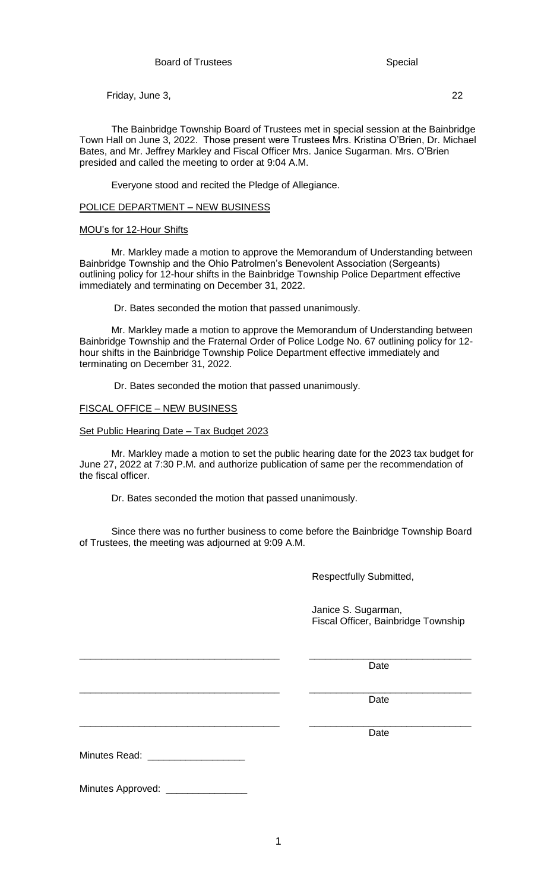Board of Trustees Special

Friday, June 3, 22

The Bainbridge Township Board of Trustees met in special session at the Bainbridge Town Hall on June 3, 2022. Those present were Trustees Mrs. Kristina O'Brien, Dr. Michael Bates, and Mr. Jeffrey Markley and Fiscal Officer Mrs. Janice Sugarman. Mrs. O'Brien presided and called the meeting to order at 9:04 A.M.

Everyone stood and recited the Pledge of Allegiance.

## POLICE DEPARTMENT – NEW BUSINESS

### MOU's for 12-Hour Shifts

Mr. Markley made a motion to approve the Memorandum of Understanding between Bainbridge Township and the Ohio Patrolmen's Benevolent Association (Sergeants) outlining policy for 12-hour shifts in the Bainbridge Township Police Department effective immediately and terminating on December 31, 2022.

Dr. Bates seconded the motion that passed unanimously.

Mr. Markley made a motion to approve the Memorandum of Understanding between Bainbridge Township and the Fraternal Order of Police Lodge No. 67 outlining policy for 12-hour shifts in the Bainbridge Township Police Department effective immediately and terminating on December 31, 2022.

Dr. Bates seconded the motion that passed unanimously.

## FISCAL OFFICE – NEW BUSINESS

### Set Public Hearing Date – Tax Budget 2023

Mr. Markley made a motion to set the public hearing date for the 2023 tax budget for June 27, 2022 at 7:30 P.M. and authorize publication of same per the recommendation of the fiscal officer.

Dr. Bates seconded the motion that passed unanimously.

Since there was no further business to come before the Bainbridge Township Board of Trustees, the meeting was adjourned at 9:09 A.M.

Respectfully Submitted,

Janice S. Sugarman,
Fiscal Officer, Bainbridge Township

_____________________________________ _____________________________
Date

_____________________________________ _____________________________
Date

_____________________________________ _____________________________
Date

Minutes Read: __________________

Minutes Approved: _______________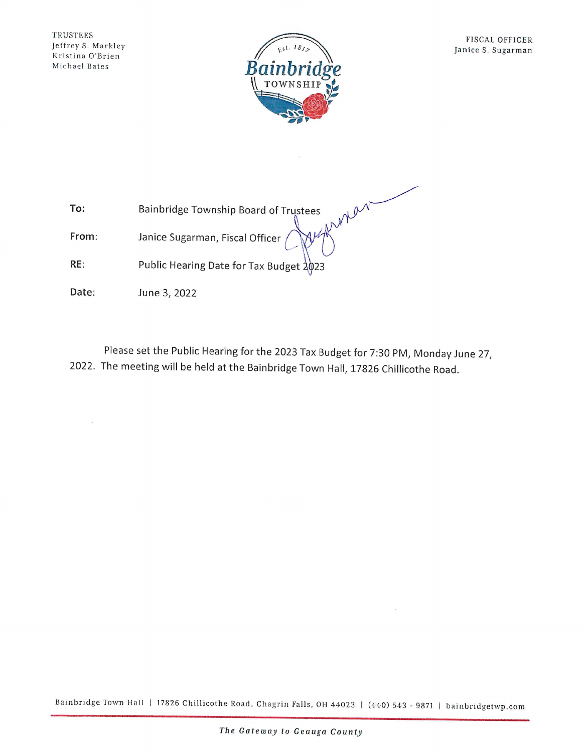TRUSTEES
Jeffrey S. Markley
Kristina O'Brien
Michael Bates

FISCAL OFFICER
Janice S. Sugarman

| | |
|---|---|
| **To:** | Bainbridge Township Board of Trustees |
| **From:** | Janice Sugarman, Fiscal Officer |
| **RE:** | Public Hearing Date for Tax Budget 2023 |
| **Date:** | June 3, 2022 |

Please set the Public Hearing for the 2023 Tax Budget for 7:30 PM, Monday June 27, 2022. The meeting will be held at the Bainbridge Town Hall, 17826 Chillicothe Road.

Bainbridge Town Hall | 17826 Chillicothe Road, Chagrin Falls, OH 44023 | (440) 543 - 9871 | bainbridgetwp.com

*The Gateway to Geauga County*